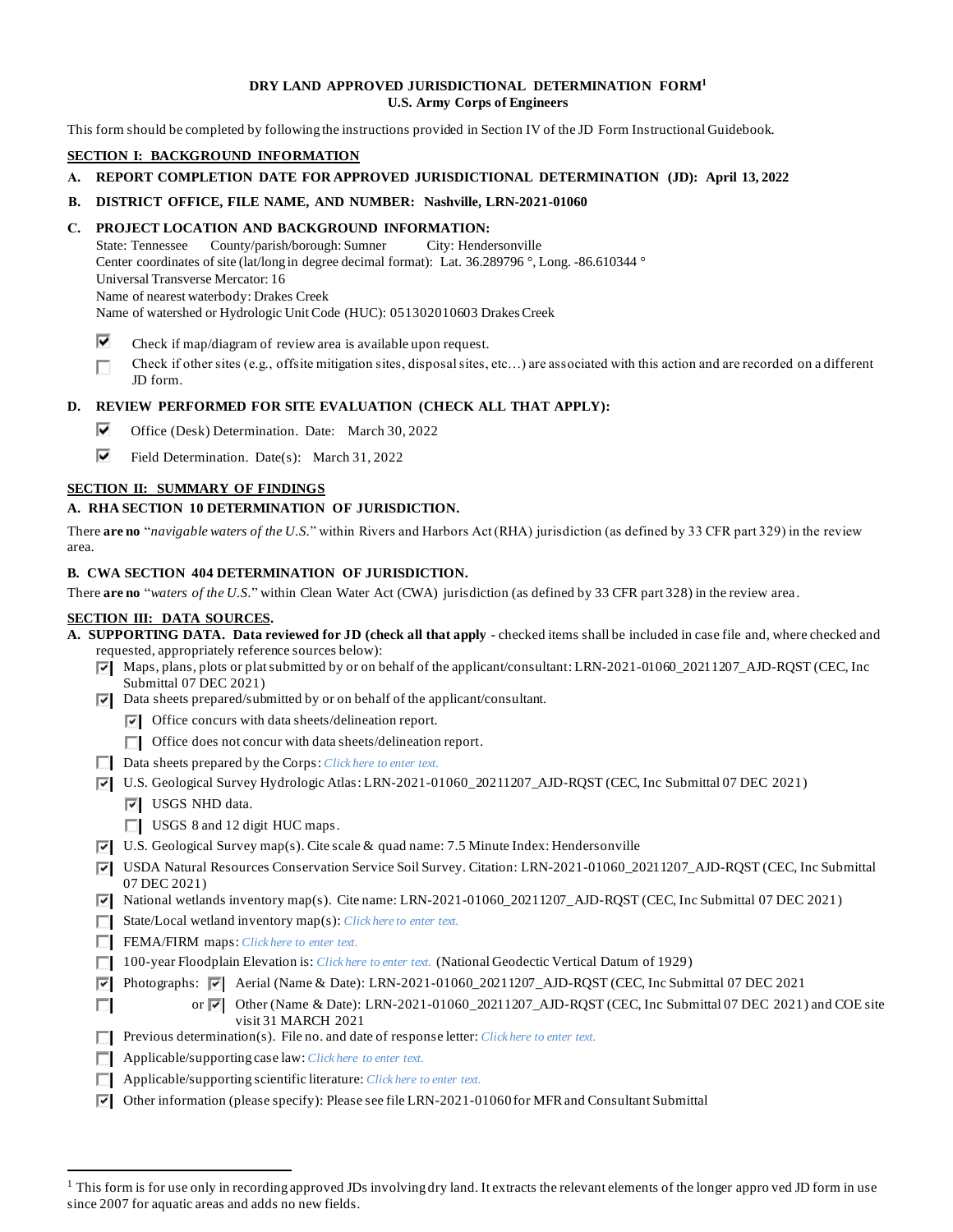# DRY LAND APPROVED JURISDICTIONAL DETERMINATION FORM[1]
## U.S. Army Corps of Engineers

This form should be completed by following the instructions provided in Section IV of the JD Form Instructional Guidebook.

## SECTION I: BACKGROUND INFORMATION

**A. REPORT COMPLETION DATE FOR APPROVED JURISDICTIONAL DETERMINATION (JD): April 13, 2022**

**B. DISTRICT OFFICE, FILE NAME, AND NUMBER: Nashville, LRN-2021-01060**

**C. PROJECT LOCATION AND BACKGROUND INFORMATION:**

State: Tennessee    County/parish/borough: Sumner    City: Hendersonville
Center coordinates of site (lat/long in degree decimal format): Lat. 36.289796 °, Long. -86.610344 °
Universal Transverse Mercator: 16
Name of nearest waterbody: Drakes Creek
Name of watershed or Hydrologic Unit Code (HUC): 051302010603 Drakes Creek

- [x] Check if map/diagram of review area is available upon request.
- [ ] Check if other sites (e.g., offsite mitigation sites, disposal sites, etc…) are associated with this action and are recorded on a different JD form.

**D. REVIEW PERFORMED FOR SITE EVALUATION (CHECK ALL THAT APPLY):**

- [x] Office (Desk) Determination. Date: March 30, 2022
- [x] Field Determination. Date(s): March 31, 2022

## SECTION II: SUMMARY OF FINDINGS

**A. RHA SECTION 10 DETERMINATION OF JURISDICTION.**

There **are no** "*navigable waters of the U.S.*" within Rivers and Harbors Act (RHA) jurisdiction (as defined by 33 CFR part 329) in the review area.

**B. CWA SECTION 404 DETERMINATION OF JURISDICTION.**

There **are no** "*waters of the U.S.*" within Clean Water Act (CWA) jurisdiction (as defined by 33 CFR part 328) in the review area.

## SECTION III: DATA SOURCES.

**A. SUPPORTING DATA. Data reviewed for JD (check all that apply -** checked items shall be included in case file and, where checked and requested, appropriately reference sources below):

- [x] Maps, plans, plots or plat submitted by or on behalf of the applicant/consultant: LRN-2021-01060_20211207_AJD-RQST (CEC, Inc Submittal 07 DEC 2021)
- [x] Data sheets prepared/submitted by or on behalf of the applicant/consultant.
  - [x] Office concurs with data sheets/delineation report.
  - [ ] Office does not concur with data sheets/delineation report.
- [ ] Data sheets prepared by the Corps: *Click here to enter text.*
- [x] U.S. Geological Survey Hydrologic Atlas: LRN-2021-01060_20211207_AJD-RQST (CEC, Inc Submittal 07 DEC 2021)
  - [x] USGS NHD data.
  - [ ] USGS 8 and 12 digit HUC maps.
- [x] U.S. Geological Survey map(s). Cite scale & quad name: 7.5 Minute Index: Hendersonville
- [x] USDA Natural Resources Conservation Service Soil Survey. Citation: LRN-2021-01060_20211207_AJD-RQST (CEC, Inc Submittal 07 DEC 2021)
- [x] National wetlands inventory map(s). Cite name: LRN-2021-01060_20211207_AJD-RQST (CEC, Inc Submittal 07 DEC 2021)
- [ ] State/Local wetland inventory map(s): *Click here to enter text.*
- [ ] FEMA/FIRM maps: *Click here to enter text.*
- [ ] 100-year Floodplain Elevation is: *Click here to enter text.* (National Geodectic Vertical Datum of 1929)
- [x] Photographs: [x] Aerial (Name & Date): LRN-2021-01060_20211207_AJD-RQST (CEC, Inc Submittal 07 DEC 2021
- [ ] or [x] Other (Name & Date): LRN-2021-01060_20211207_AJD-RQST (CEC, Inc Submittal 07 DEC 2021) and COE site visit 31 MARCH 2021
- [ ] Previous determination(s). File no. and date of response letter: *Click here to enter text.*
- [ ] Applicable/supporting case law: *Click here to enter text.*
- [ ] Applicable/supporting scientific literature: *Click here to enter text.*
- [x] Other information (please specify): Please see file LRN-2021-01060 for MFR and Consultant Submittal

---

[1] This form is for use only in recording approved JDs involving dry land. It extracts the relevant elements of the longer approved JD form in use since 2007 for aquatic areas and adds no new fields.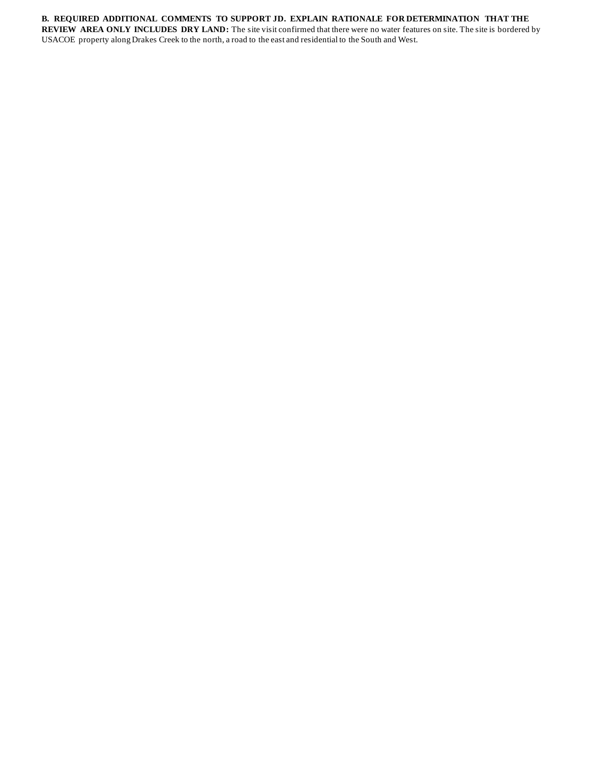**B. REQUIRED ADDITIONAL COMMENTS TO SUPPORT JD. EXPLAIN RATIONALE FOR DETERMINATION THAT THE REVIEW AREA ONLY INCLUDES DRY LAND:** The site visit confirmed that there were no water features on site. The site is bordered by USACOE property along Drakes Creek to the north, a road to the east and residential to the South and West.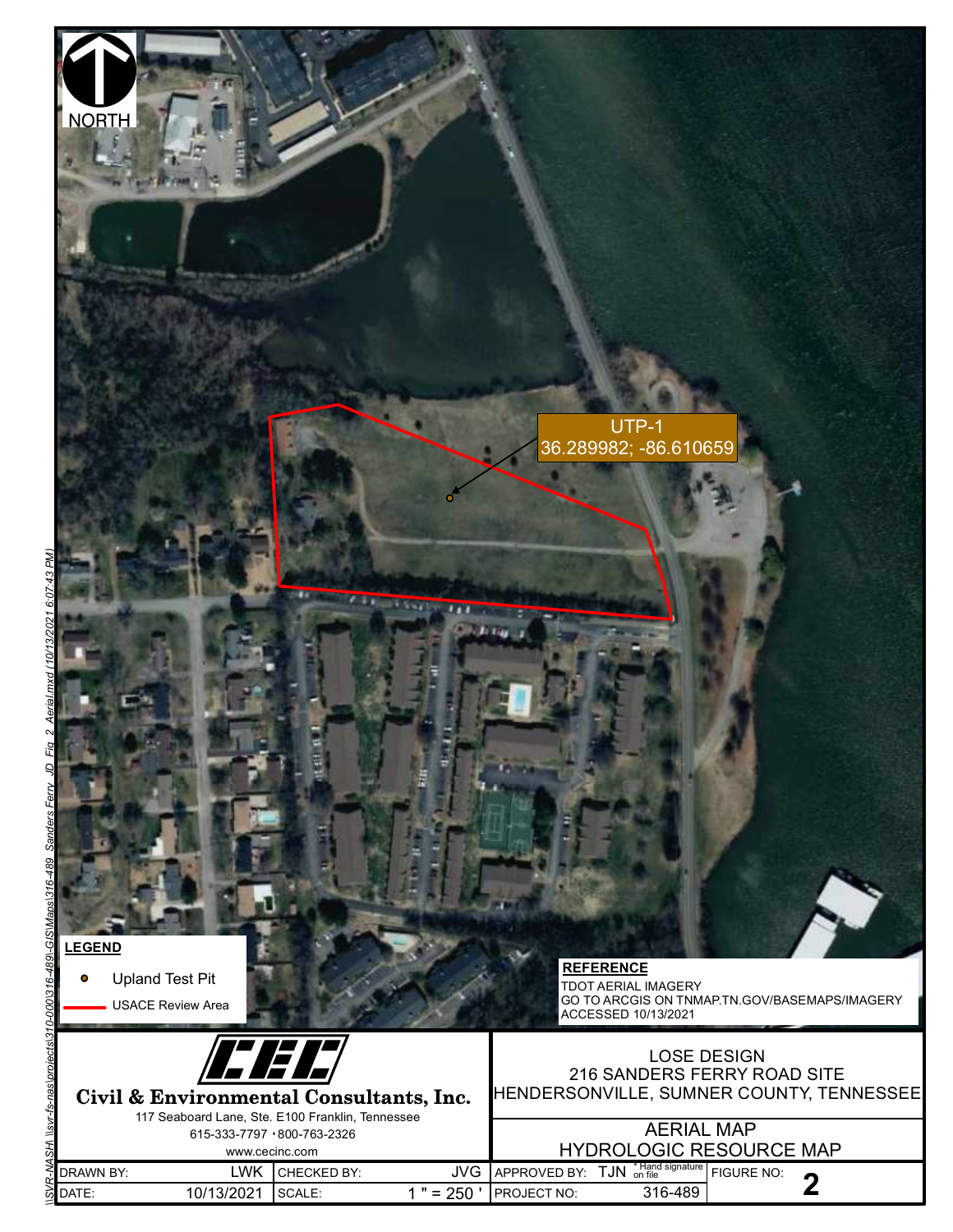NORTH

UTP-1
36.289982; -86.610659

**LEGEND**

- Upland Test Pit
- USACE Review Area

**REFERENCE**

TDOT AERIAL IMAGERY
GO TO ARCGIS ON TNMAP.TN.GOV/BASEMAPS/IMAGERY
ACCESSED 10/13/2021

CEC

**Civil & Environmental Consultants, Inc.**

117 Seaboard Lane, Ste. E100 Franklin, Tennessee
615-333-7797 • 800-763-2326
www.cecinc.com

LOSE DESIGN
216 SANDERS FERRY ROAD SITE
HENDERSONVILLE, SUMNER COUNTY, TENNESSEE

AERIAL MAP
HYDROLOGIC RESOURCE MAP

| | | | | | | |
|---|---|---|---|---|---|---|
| DRAWN BY: LWK | CHECKED BY: JVG | APPROVED BY: TJN * Hand signature on file | FIGURE NO: 2 |
| DATE: 10/13/2021 | SCALE: 1 " = 250 ' | PROJECT NO: 316-489 | |

\\SVR-NASH\svr-fs-nas\projects\310-000\316-489\-GIS\Maps\316-489_Sanders Ferry_JD_Fig_2_Aerial.mxd (10/13/2021 6:07:43 PM)